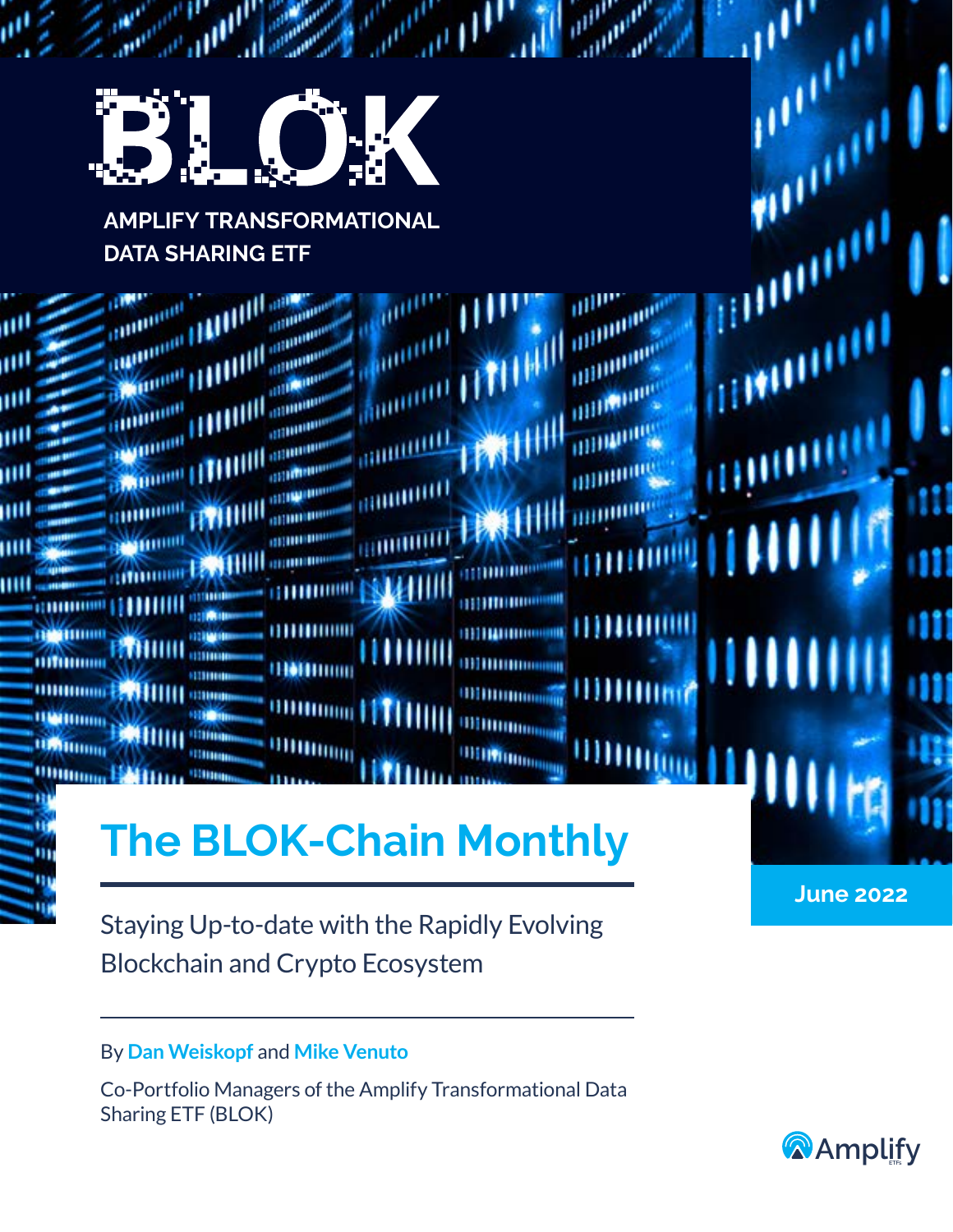# BLOK

AMPLIFY TRANSFORMATIONAL DATA SHARING ETF

# The BLOK-Chain Monthly

June 2022

Staying Up-to-date with the Rapidly Evolving Blockchain and Crypto Ecosystem

By **Dan Weiskopf** and **Mike Venuto**

Co-Portfolio Managers of the Amplify Transformational Data Sharing ETF (BLOK)

Amplify ETFs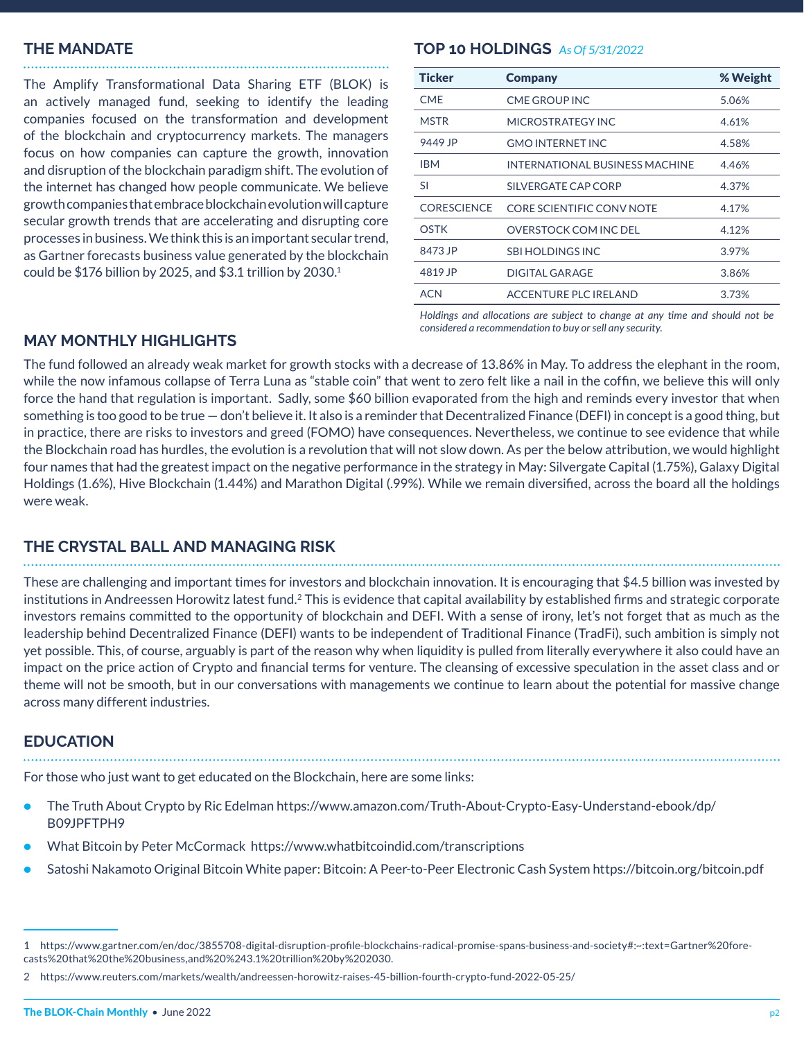## THE MANDATE

The Amplify Transformational Data Sharing ETF (BLOK) is an actively managed fund, seeking to identify the leading companies focused on the transformation and development of the blockchain and cryptocurrency markets. The managers focus on how companies can capture the growth, innovation and disruption of the blockchain paradigm shift. The evolution of the internet has changed how people communicate. We believe growth companies that embrace blockchain evolution will capture secular growth trends that are accelerating and disrupting core processes in business. We think this is an important secular trend, as Gartner forecasts business value generated by the blockchain could be $176 billion by 2025, and $3.1 trillion by 2030.[1]

## TOP 10 HOLDINGS *As Of 5/31/2022*

| Ticker | Company | % Weight |
| --- | --- | --- |
| CME | CME GROUP INC | 5.06% |
| MSTR | MICROSTRATEGY INC | 4.61% |
| 9449 JP | GMO INTERNET INC | 4.58% |
| IBM | INTERNATIONAL BUSINESS MACHINE | 4.46% |
| SI | SILVERGATE CAP CORP | 4.37% |
| CORESCIENCE | CORE SCIENTIFIC CONV NOTE | 4.17% |
| OSTK | OVERSTOCK COM INC DEL | 4.12% |
| 8473 JP | SBI HOLDINGS INC | 3.97% |
| 4819 JP | DIGITAL GARAGE | 3.86% |
| ACN | ACCENTURE PLC IRELAND | 3.73% |

*Holdings and allocations are subject to change at any time and should not be considered a recommendation to buy or sell any security.*

## MAY MONTHLY HIGHLIGHTS

The fund followed an already weak market for growth stocks with a decrease of 13.86% in May. To address the elephant in the room, while the now infamous collapse of Terra Luna as "stable coin" that went to zero felt like a nail in the coffin, we believe this will only force the hand that regulation is important. Sadly, some $60 billion evaporated from the high and reminds every investor that when something is too good to be true — don't believe it. It also is a reminder that Decentralized Finance (DEFI) in concept is a good thing, but in practice, there are risks to investors and greed (FOMO) have consequences. Nevertheless, we continue to see evidence that while the Blockchain road has hurdles, the evolution is a revolution that will not slow down. As per the below attribution, we would highlight four names that had the greatest impact on the negative performance in the strategy in May: Silvergate Capital (1.75%), Galaxy Digital Holdings (1.6%), Hive Blockchain (1.44%) and Marathon Digital (.99%). While we remain diversified, across the board all the holdings were weak.

## THE CRYSTAL BALL AND MANAGING RISK

These are challenging and important times for investors and blockchain innovation. It is encouraging that $4.5 billion was invested by institutions in Andreessen Horowitz latest fund.[2] This is evidence that capital availability by established firms and strategic corporate investors remains committed to the opportunity of blockchain and DEFI. With a sense of irony, let's not forget that as much as the leadership behind Decentralized Finance (DEFI) wants to be independent of Traditional Finance (TradFi), such ambition is simply not yet possible. This, of course, arguably is part of the reason why when liquidity is pulled from literally everywhere it also could have an impact on the price action of Crypto and financial terms for venture. The cleansing of excessive speculation in the asset class and or theme will not be smooth, but in our conversations with managements we continue to learn about the potential for massive change across many different industries.

## EDUCATION

For those who just want to get educated on the Blockchain, here are some links:

- The Truth About Crypto by Ric Edelman https://www.amazon.com/Truth-About-Crypto-Easy-Understand-ebook/dp/B09JPFTPH9
- What Bitcoin by Peter McCormack https://www.whatbitcoindid.com/transcriptions
- Satoshi Nakamoto Original Bitcoin White paper: Bitcoin: A Peer-to-Peer Electronic Cash System https://bitcoin.org/bitcoin.pdf

---

1 https://www.gartner.com/en/doc/3855708-digital-disruption-profile-blockchains-radical-promise-spans-business-and-society#:~:text=Gartner%20forecasts%20that%20the%20business,and%20%243.1%20trillion%20by%202030.

2 https://www.reuters.com/markets/wealth/andreessen-horowitz-raises-45-billion-fourth-crypto-fund-2022-05-25/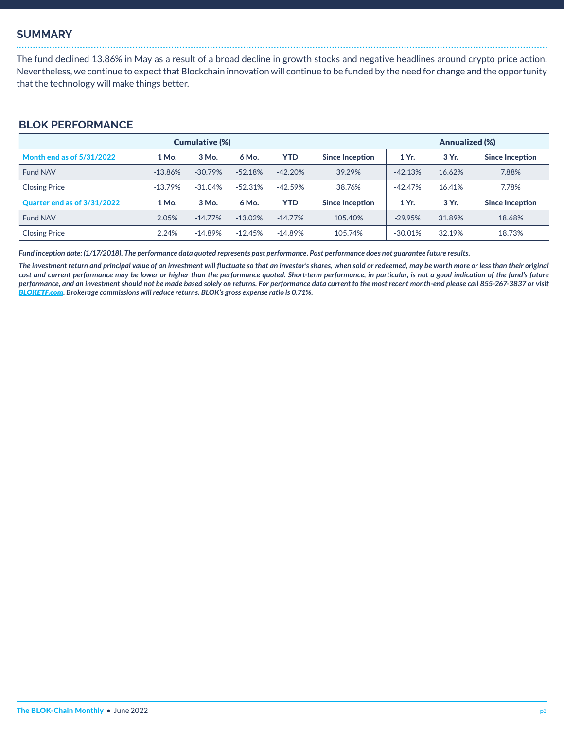## SUMMARY

The fund declined 13.86% in May as a result of a broad decline in growth stocks and negative headlines around crypto price action. Nevertheless, we continue to expect that Blockchain innovation will continue to be funded by the need for change and the opportunity that the technology will make things better.

## BLOK PERFORMANCE

| | Cumulative (%) | | | | | Annualized (%) | | |
|---|---|---|---|---|---|---|---|---|
| **Month end as of 5/31/2022** | **1 Mo.** | **3 Mo.** | **6 Mo.** | **YTD** | **Since Inception** | **1 Yr.** | **3 Yr.** | **Since Inception** |
| Fund NAV | -13.86% | -30.79% | -52.18% | -42.20% | 39.29% | -42.13% | 16.62% | 7.88% |
| Closing Price | -13.79% | -31.04% | -52.31% | -42.59% | 38.76% | -42.47% | 16.41% | 7.78% |
| **Quarter end as of 3/31/2022** | **1 Mo.** | **3 Mo.** | **6 Mo.** | **YTD** | **Since Inception** | **1 Yr.** | **3 Yr.** | **Since Inception** |
| Fund NAV | 2.05% | -14.77% | -13.02% | -14.77% | 105.40% | -29.95% | 31.89% | 18.68% |
| Closing Price | 2.24% | -14.89% | -12.45% | -14.89% | 105.74% | -30.01% | 32.19% | 18.73% |

***Fund inception date: (1/17/2018). The performance data quoted represents past performance. Past performance does not guarantee future results.***

***The investment return and principal value of an investment will fluctuate so that an investor's shares, when sold or redeemed, may be worth more or less than their original cost and current performance may be lower or higher than the performance quoted. Short-term performance, in particular, is not a good indication of the fund's future performance, and an investment should not be made based solely on returns. For performance data current to the most recent month-end please call 855-267-3837 or visit BLOKETF.com. Brokerage commissions will reduce returns. BLOK's gross expense ratio is 0.71%.***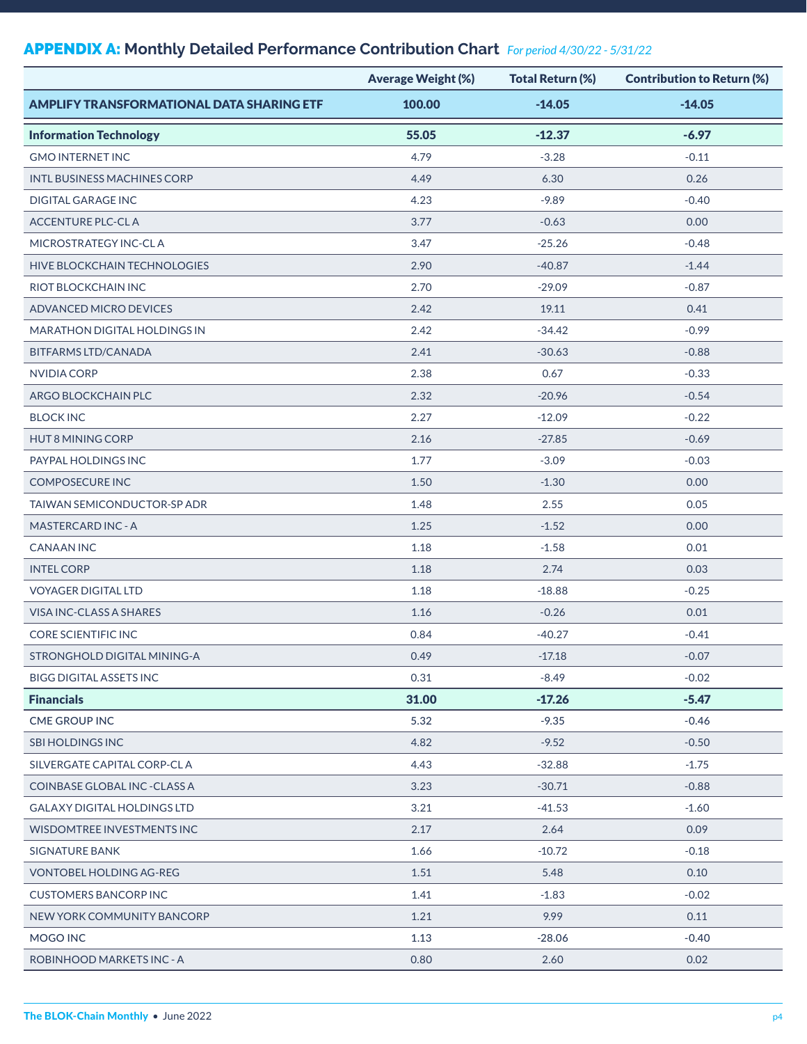## APPENDIX A: Monthly Detailed Performance Contribution Chart *For period 4/30/22 - 5/31/22*

| | Average Weight (%) | Total Return (%) | Contribution to Return (%) |
|---|---|---|---|
| **AMPLIFY TRANSFORMATIONAL DATA SHARING ETF** | **100.00** | **-14.05** | **-14.05** |
| **Information Technology** | **55.05** | **-12.37** | **-6.97** |
| GMO INTERNET INC | 4.79 | -3.28 | -0.11 |
| INTL BUSINESS MACHINES CORP | 4.49 | 6.30 | 0.26 |
| DIGITAL GARAGE INC | 4.23 | -9.89 | -0.40 |
| ACCENTURE PLC-CL A | 3.77 | -0.63 | 0.00 |
| MICROSTRATEGY INC-CL A | 3.47 | -25.26 | -0.48 |
| HIVE BLOCKCHAIN TECHNOLOGIES | 2.90 | -40.87 | -1.44 |
| RIOT BLOCKCHAIN INC | 2.70 | -29.09 | -0.87 |
| ADVANCED MICRO DEVICES | 2.42 | 19.11 | 0.41 |
| MARATHON DIGITAL HOLDINGS IN | 2.42 | -34.42 | -0.99 |
| BITFARMS LTD/CANADA | 2.41 | -30.63 | -0.88 |
| NVIDIA CORP | 2.38 | 0.67 | -0.33 |
| ARGO BLOCKCHAIN PLC | 2.32 | -20.96 | -0.54 |
| BLOCK INC | 2.27 | -12.09 | -0.22 |
| HUT 8 MINING CORP | 2.16 | -27.85 | -0.69 |
| PAYPAL HOLDINGS INC | 1.77 | -3.09 | -0.03 |
| COMPOSECURE INC | 1.50 | -1.30 | 0.00 |
| TAIWAN SEMICONDUCTOR-SP ADR | 1.48 | 2.55 | 0.05 |
| MASTERCARD INC - A | 1.25 | -1.52 | 0.00 |
| CANAAN INC | 1.18 | -1.58 | 0.01 |
| INTEL CORP | 1.18 | 2.74 | 0.03 |
| VOYAGER DIGITAL LTD | 1.18 | -18.88 | -0.25 |
| VISA INC-CLASS A SHARES | 1.16 | -0.26 | 0.01 |
| CORE SCIENTIFIC INC | 0.84 | -40.27 | -0.41 |
| STRONGHOLD DIGITAL MINING-A | 0.49 | -17.18 | -0.07 |
| BIGG DIGITAL ASSETS INC | 0.31 | -8.49 | -0.02 |
| **Financials** | **31.00** | **-17.26** | **-5.47** |
| CME GROUP INC | 5.32 | -9.35 | -0.46 |
| SBI HOLDINGS INC | 4.82 | -9.52 | -0.50 |
| SILVERGATE CAPITAL CORP-CL A | 4.43 | -32.88 | -1.75 |
| COINBASE GLOBAL INC -CLASS A | 3.23 | -30.71 | -0.88 |
| GALAXY DIGITAL HOLDINGS LTD | 3.21 | -41.53 | -1.60 |
| WISDOMTREE INVESTMENTS INC | 2.17 | 2.64 | 0.09 |
| SIGNATURE BANK | 1.66 | -10.72 | -0.18 |
| VONTOBEL HOLDING AG-REG | 1.51 | 5.48 | 0.10 |
| CUSTOMERS BANCORP INC | 1.41 | -1.83 | -0.02 |
| NEW YORK COMMUNITY BANCORP | 1.21 | 9.99 | 0.11 |
| MOGO INC | 1.13 | -28.06 | -0.40 |
| ROBINHOOD MARKETS INC - A | 0.80 | 2.60 | 0.02 |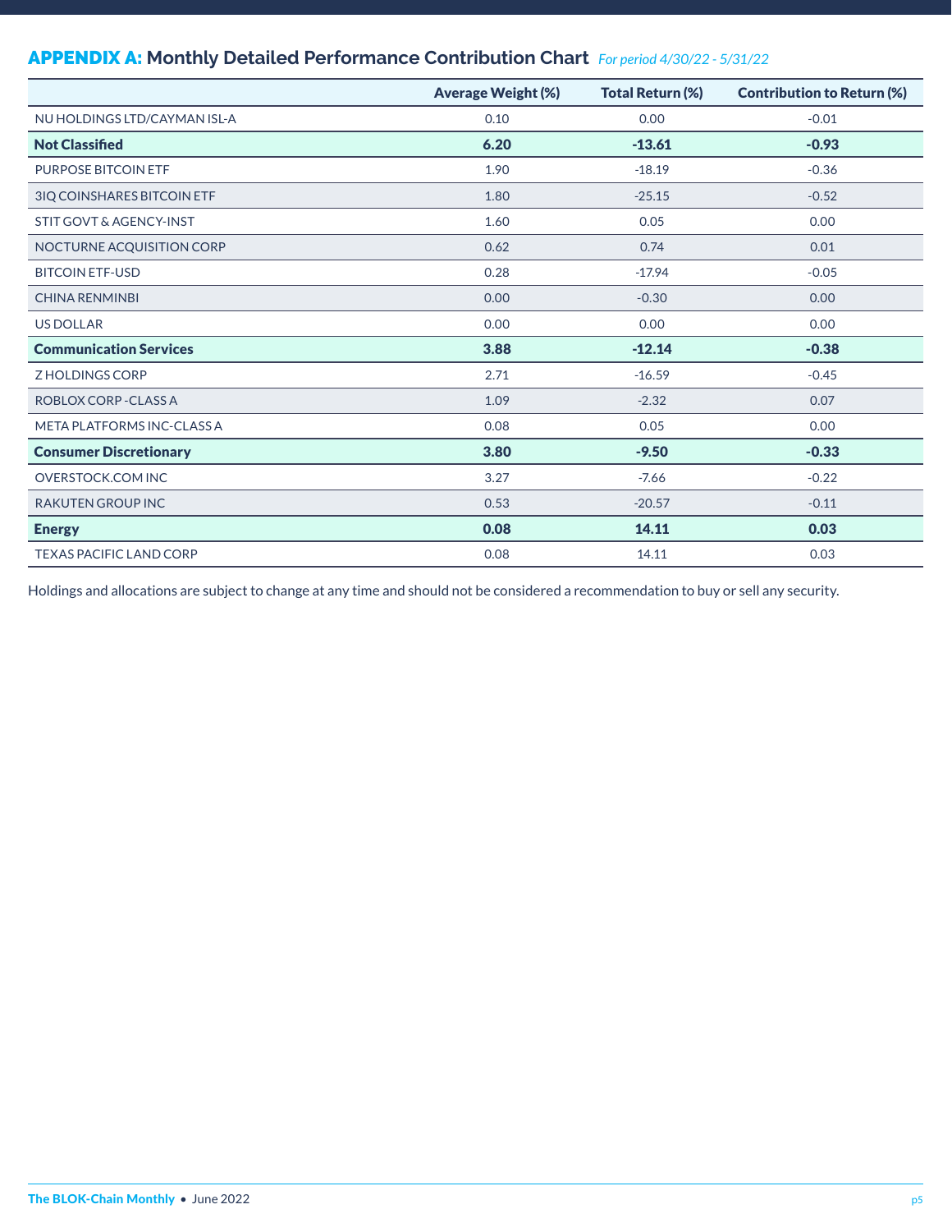## APPENDIX A: Monthly Detailed Performance Contribution Chart *For period 4/30/22 - 5/31/22*

| | Average Weight (%) | Total Return (%) | Contribution to Return (%) |
|---|---|---|---|
| NU HOLDINGS LTD/CAYMAN ISL-A | 0.10 | 0.00 | -0.01 |
| **Not Classified** | **6.20** | **-13.61** | **-0.93** |
| PURPOSE BITCOIN ETF | 1.90 | -18.19 | -0.36 |
| 3IQ COINSHARES BITCOIN ETF | 1.80 | -25.15 | -0.52 |
| STIT GOVT & AGENCY-INST | 1.60 | 0.05 | 0.00 |
| NOCTURNE ACQUISITION CORP | 0.62 | 0.74 | 0.01 |
| BITCOIN ETF-USD | 0.28 | -17.94 | -0.05 |
| CHINA RENMINBI | 0.00 | -0.30 | 0.00 |
| US DOLLAR | 0.00 | 0.00 | 0.00 |
| **Communication Services** | **3.88** | **-12.14** | **-0.38** |
| Z HOLDINGS CORP | 2.71 | -16.59 | -0.45 |
| ROBLOX CORP -CLASS A | 1.09 | -2.32 | 0.07 |
| META PLATFORMS INC-CLASS A | 0.08 | 0.05 | 0.00 |
| **Consumer Discretionary** | **3.80** | **-9.50** | **-0.33** |
| OVERSTOCK.COM INC | 3.27 | -7.66 | -0.22 |
| RAKUTEN GROUP INC | 0.53 | -20.57 | -0.11 |
| **Energy** | **0.08** | **14.11** | **0.03** |
| TEXAS PACIFIC LAND CORP | 0.08 | 14.11 | 0.03 |

Holdings and allocations are subject to change at any time and should not be considered a recommendation to buy or sell any security.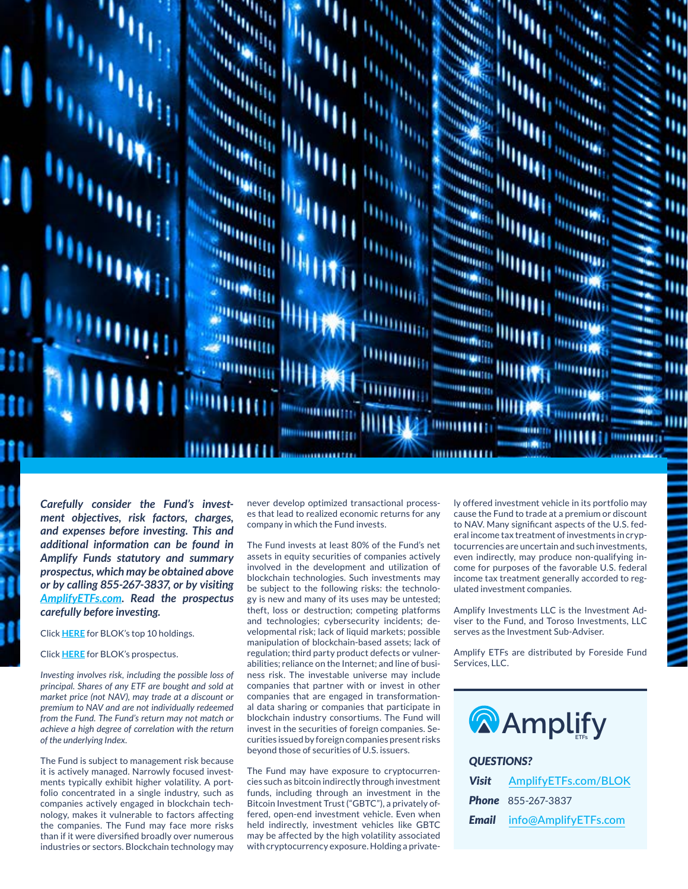***Carefully consider the Fund's investment objectives, risk factors, charges, and expenses before investing. This and additional information can be found in Amplify Funds statutory and summary prospectus, which may be obtained above or by calling 855-267-3837, or by visiting [AmplifyETFs.com](AmplifyETFs.com). Read the prospectus carefully before investing.***

Click **HERE** for BLOK's top 10 holdings.

Click **HERE** for BLOK's prospectus.

*Investing involves risk, including the possible loss of principal. Shares of any ETF are bought and sold at market price (not NAV), may trade at a discount or premium to NAV and are not individually redeemed from the Fund. The Fund's return may not match or achieve a high degree of correlation with the return of the underlying Index.*

The Fund is subject to management risk because it is actively managed. Narrowly focused investments typically exhibit higher volatility. A portfolio concentrated in a single industry, such as companies actively engaged in blockchain technology, makes it vulnerable to factors affecting the companies. The Fund may face more risks than if it were diversified broadly over numerous industries or sectors. Blockchain technology may never develop optimized transactional processes that lead to realized economic returns for any company in which the Fund invests.

The Fund invests at least 80% of the Fund's net assets in equity securities of companies actively involved in the development and utilization of blockchain technologies. Such investments may be subject to the following risks: the technology is new and many of its uses may be untested; theft, loss or destruction; competing platforms and technologies; cybersecurity incidents; developmental risk; lack of liquid markets; possible manipulation of blockchain-based assets; lack of regulation; third party product defects or vulnerabilities; reliance on the Internet; and line of business risk. The investable universe may include companies that partner with or invest in other companies that are engaged in transformational data sharing or companies that participate in blockchain industry consortiums. The Fund will invest in the securities of foreign companies. Securities issued by foreign companies present risks beyond those of securities of U.S. issuers.

The Fund may have exposure to cryptocurrencies such as bitcoin indirectly through investment funds, including through an investment in the Bitcoin Investment Trust ("GBTC"), a privately offered, open-end investment vehicle. Even when held indirectly, investment vehicles like GBTC may be affected by the high volatility associated with cryptocurrency exposure. Holding a privately offered investment vehicle in its portfolio may cause the Fund to trade at a premium or discount to NAV. Many significant aspects of the U.S. federal income tax treatment of investments in cryptocurrencies are uncertain and such investments, even indirectly, may produce non-qualifying income for purposes of the favorable U.S. federal income tax treatment generally accorded to regulated investment companies.

Amplify Investments LLC is the Investment Adviser to the Fund, and Toroso Investments, LLC serves as the Investment Sub-Adviser.

Amplify ETFs are distributed by Foreside Fund Services, LLC.

Amplify ETFs

*QUESTIONS?*

***Visit*** AmplifyETFs.com/BLOK

***Phone*** 855-267-3837

***Email*** info@AmplifyETFs.com